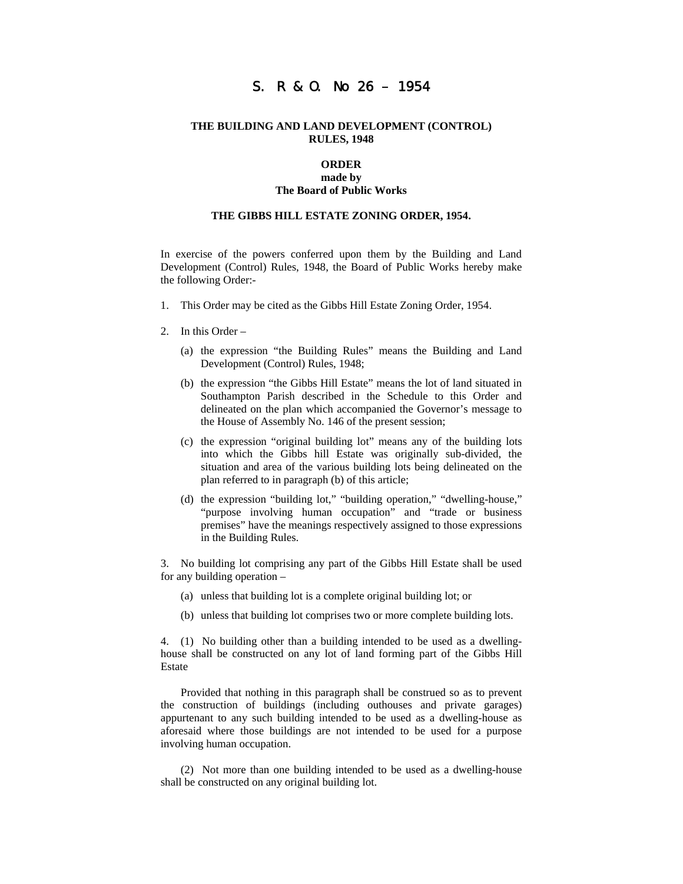# S. R & O. No 26 – 1954

**THE BUILDING AND LAND DEVELOPMENT (CONTROL) RULES, 1948**

**ORDER**
**made by**
**The Board of Public Works**

**THE GIBBS HILL ESTATE ZONING ORDER, 1954.**

In exercise of the powers conferred upon them by the Building and Land Development (Control) Rules, 1948, the Board of Public Works hereby make the following Order:-

1. This Order may be cited as the Gibbs Hill Estate Zoning Order, 1954.

2. In this Order –

   (a) the expression "the Building Rules" means the Building and Land Development (Control) Rules, 1948;

   (b) the expression "the Gibbs Hill Estate" means the lot of land situated in Southampton Parish described in the Schedule to this Order and delineated on the plan which accompanied the Governor's message to the House of Assembly No. 146 of the present session;

   (c) the expression "original building lot" means any of the building lots into which the Gibbs hill Estate was originally sub-divided, the situation and area of the various building lots being delineated on the plan referred to in paragraph (b) of this article;

   (d) the expression "building lot," "building operation," "dwelling-house," "purpose involving human occupation" and "trade or business premises" have the meanings respectively assigned to those expressions in the Building Rules.

3. No building lot comprising any part of the Gibbs Hill Estate shall be used for any building operation –

   (a) unless that building lot is a complete original building lot; or

   (b) unless that building lot comprises two or more complete building lots.

4. (1) No building other than a building intended to be used as a dwelling-house shall be constructed on any lot of land forming part of the Gibbs Hill Estate

Provided that nothing in this paragraph shall be construed so as to prevent the construction of buildings (including outhouses and private garages) appurtenant to any such building intended to be used as a dwelling-house as aforesaid where those buildings are not intended to be used for a purpose involving human occupation.

(2) Not more than one building intended to be used as a dwelling-house shall be constructed on any original building lot.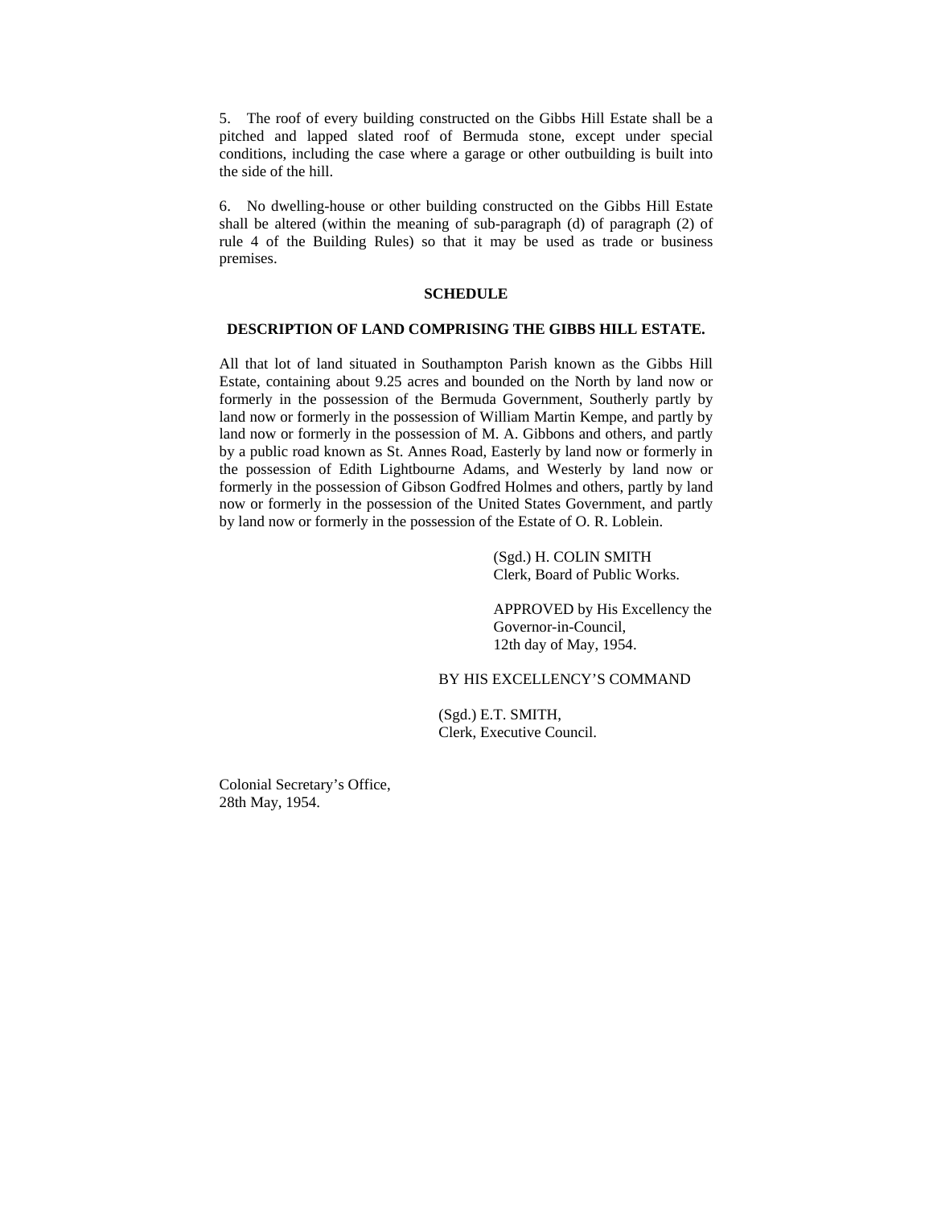5. The roof of every building constructed on the Gibbs Hill Estate shall be a pitched and lapped slated roof of Bermuda stone, except under special conditions, including the case where a garage or other outbuilding is built into the side of the hill.

6. No dwelling-house or other building constructed on the Gibbs Hill Estate shall be altered (within the meaning of sub-paragraph (d) of paragraph (2) of rule 4 of the Building Rules) so that it may be used as trade or business premises.

**SCHEDULE**

**DESCRIPTION OF LAND COMPRISING THE GIBBS HILL ESTATE.**

All that lot of land situated in Southampton Parish known as the Gibbs Hill Estate, containing about 9.25 acres and bounded on the North by land now or formerly in the possession of the Bermuda Government, Southerly partly by land now or formerly in the possession of William Martin Kempe, and partly by land now or formerly in the possession of M. A. Gibbons and others, and partly by a public road known as St. Annes Road, Easterly by land now or formerly in the possession of Edith Lightbourne Adams, and Westerly by land now or formerly in the possession of Gibson Godfred Holmes and others, partly by land now or formerly in the possession of the United States Government, and partly by land now or formerly in the possession of the Estate of O. R. Loblein.

(Sgd.) H. COLIN SMITH
Clerk, Board of Public Works.

APPROVED by His Excellency the Governor-in-Council,
12th day of May, 1954.

BY HIS EXCELLENCY'S COMMAND

(Sgd.) E.T. SMITH,
Clerk, Executive Council.

Colonial Secretary's Office,
28th May, 1954.